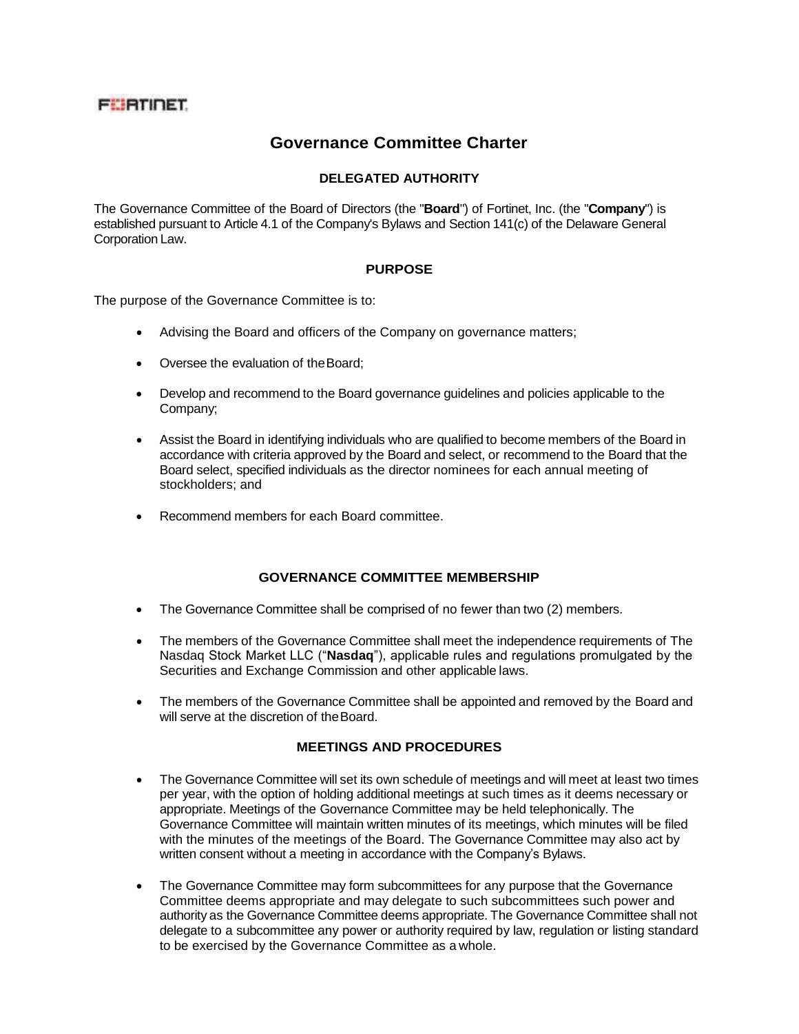FORTINET

# Governance Committee Charter

## DELEGATED AUTHORITY

The Governance Committee of the Board of Directors (the "**Board**") of Fortinet, Inc. (the "**Company**") is established pursuant to Article 4.1 of the Company's Bylaws and Section 141(c) of the Delaware General Corporation Law.

## PURPOSE

The purpose of the Governance Committee is to:

- Advising the Board and officers of the Company on governance matters;
- Oversee the evaluation of the Board;
- Develop and recommend to the Board governance guidelines and policies applicable to the Company;
- Assist the Board in identifying individuals who are qualified to become members of the Board in accordance with criteria approved by the Board and select, or recommend to the Board that the Board select, specified individuals as the director nominees for each annual meeting of stockholders; and
- Recommend members for each Board committee.

## GOVERNANCE COMMITTEE MEMBERSHIP

- The Governance Committee shall be comprised of no fewer than two (2) members.
- The members of the Governance Committee shall meet the independence requirements of The Nasdaq Stock Market LLC ("**Nasdaq**"), applicable rules and regulations promulgated by the Securities and Exchange Commission and other applicable laws.
- The members of the Governance Committee shall be appointed and removed by the Board and will serve at the discretion of the Board.

## MEETINGS AND PROCEDURES

- The Governance Committee will set its own schedule of meetings and will meet at least two times per year, with the option of holding additional meetings at such times as it deems necessary or appropriate. Meetings of the Governance Committee may be held telephonically. The Governance Committee will maintain written minutes of its meetings, which minutes will be filed with the minutes of the meetings of the Board. The Governance Committee may also act by written consent without a meeting in accordance with the Company's Bylaws.
- The Governance Committee may form subcommittees for any purpose that the Governance Committee deems appropriate and may delegate to such subcommittees such power and authority as the Governance Committee deems appropriate. The Governance Committee shall not delegate to a subcommittee any power or authority required by law, regulation or listing standard to be exercised by the Governance Committee as a whole.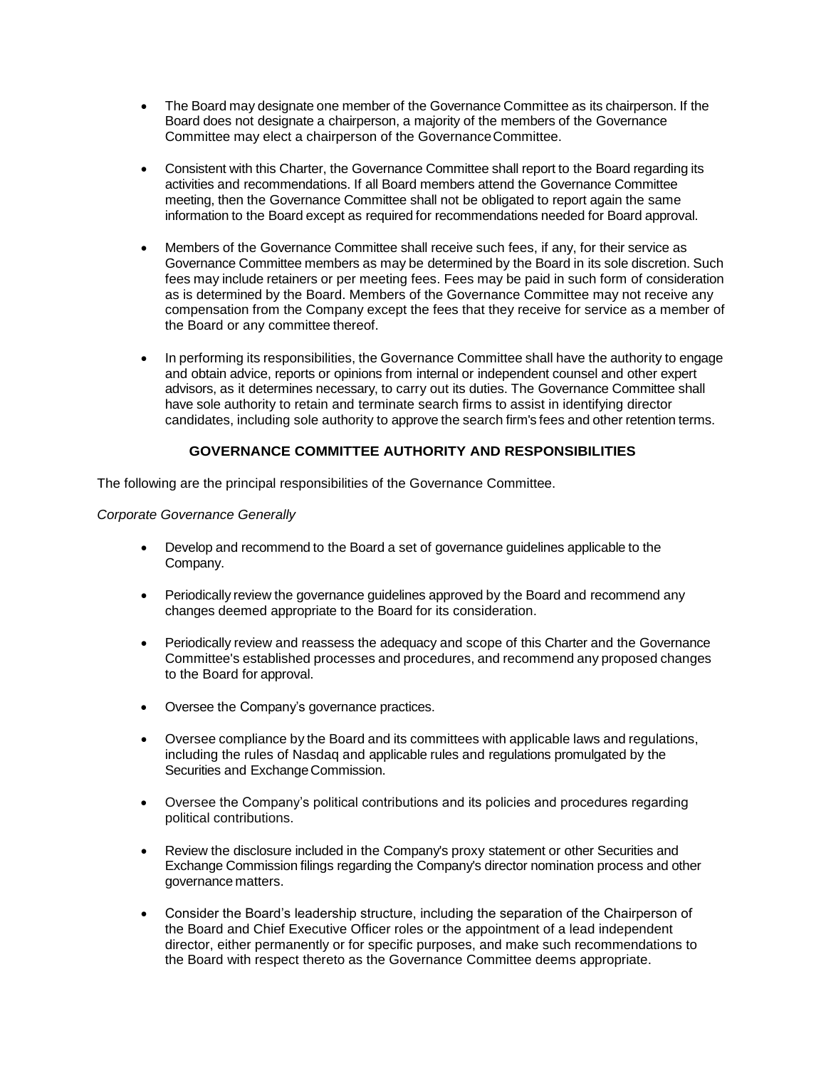- The Board may designate one member of the Governance Committee as its chairperson. If the Board does not designate a chairperson, a majority of the members of the Governance Committee may elect a chairperson of the Governance Committee.

- Consistent with this Charter, the Governance Committee shall report to the Board regarding its activities and recommendations. If all Board members attend the Governance Committee meeting, then the Governance Committee shall not be obligated to report again the same information to the Board except as required for recommendations needed for Board approval.

- Members of the Governance Committee shall receive such fees, if any, for their service as Governance Committee members as may be determined by the Board in its sole discretion. Such fees may include retainers or per meeting fees. Fees may be paid in such form of consideration as is determined by the Board. Members of the Governance Committee may not receive any compensation from the Company except the fees that they receive for service as a member of the Board or any committee thereof.

- In performing its responsibilities, the Governance Committee shall have the authority to engage and obtain advice, reports or opinions from internal or independent counsel and other expert advisors, as it determines necessary, to carry out its duties. The Governance Committee shall have sole authority to retain and terminate search firms to assist in identifying director candidates, including sole authority to approve the search firm's fees and other retention terms.

## GOVERNANCE COMMITTEE AUTHORITY AND RESPONSIBILITIES

The following are the principal responsibilities of the Governance Committee.

*Corporate Governance Generally*

- Develop and recommend to the Board a set of governance guidelines applicable to the Company.

- Periodically review the governance guidelines approved by the Board and recommend any changes deemed appropriate to the Board for its consideration.

- Periodically review and reassess the adequacy and scope of this Charter and the Governance Committee's established processes and procedures, and recommend any proposed changes to the Board for approval.

- Oversee the Company's governance practices.

- Oversee compliance by the Board and its committees with applicable laws and regulations, including the rules of Nasdaq and applicable rules and regulations promulgated by the Securities and Exchange Commission.

- Oversee the Company's political contributions and its policies and procedures regarding political contributions.

- Review the disclosure included in the Company's proxy statement or other Securities and Exchange Commission filings regarding the Company's director nomination process and other governance matters.

- Consider the Board's leadership structure, including the separation of the Chairperson of the Board and Chief Executive Officer roles or the appointment of a lead independent director, either permanently or for specific purposes, and make such recommendations to the Board with respect thereto as the Governance Committee deems appropriate.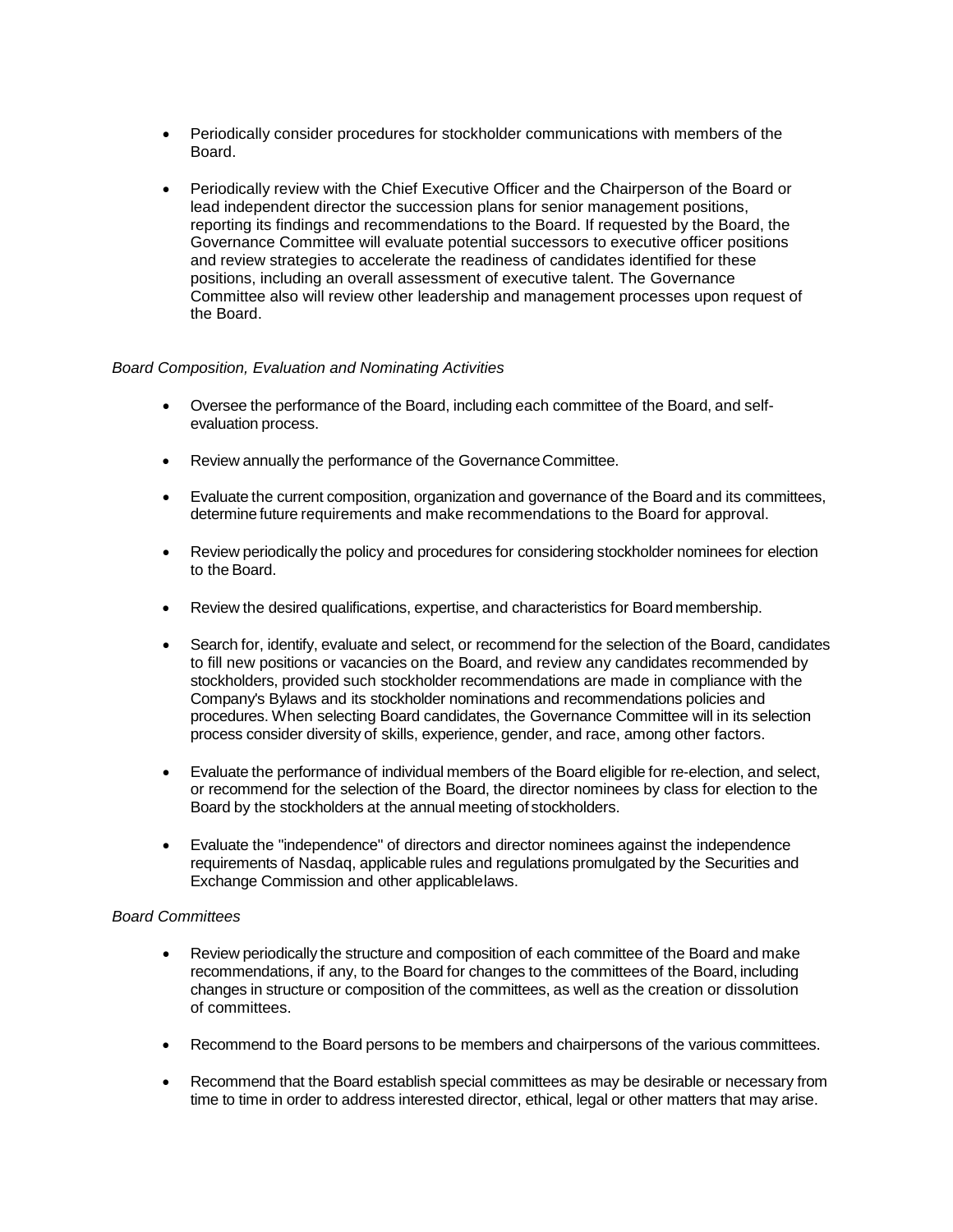- Periodically consider procedures for stockholder communications with members of the Board.

- Periodically review with the Chief Executive Officer and the Chairperson of the Board or lead independent director the succession plans for senior management positions, reporting its findings and recommendations to the Board. If requested by the Board, the Governance Committee will evaluate potential successors to executive officer positions and review strategies to accelerate the readiness of candidates identified for these positions, including an overall assessment of executive talent. The Governance Committee also will review other leadership and management processes upon request of the Board.

*Board Composition, Evaluation and Nominating Activities*

- Oversee the performance of the Board, including each committee of the Board, and self-evaluation process.

- Review annually the performance of the Governance Committee.

- Evaluate the current composition, organization and governance of the Board and its committees, determine future requirements and make recommendations to the Board for approval.

- Review periodically the policy and procedures for considering stockholder nominees for election to the Board.

- Review the desired qualifications, expertise, and characteristics for Board membership.

- Search for, identify, evaluate and select, or recommend for the selection of the Board, candidates to fill new positions or vacancies on the Board, and review any candidates recommended by stockholders, provided such stockholder recommendations are made in compliance with the Company's Bylaws and its stockholder nominations and recommendations policies and procedures. When selecting Board candidates, the Governance Committee will in its selection process consider diversity of skills, experience, gender, and race, among other factors.

- Evaluate the performance of individual members of the Board eligible for re-election, and select, or recommend for the selection of the Board, the director nominees by class for election to the Board by the stockholders at the annual meeting of stockholders.

- Evaluate the "independence" of directors and director nominees against the independence requirements of Nasdaq, applicable rules and regulations promulgated by the Securities and Exchange Commission and other applicable laws.

*Board Committees*

- Review periodically the structure and composition of each committee of the Board and make recommendations, if any, to the Board for changes to the committees of the Board, including changes in structure or composition of the committees, as well as the creation or dissolution of committees.

- Recommend to the Board persons to be members and chairpersons of the various committees.

- Recommend that the Board establish special committees as may be desirable or necessary from time to time in order to address interested director, ethical, legal or other matters that may arise.